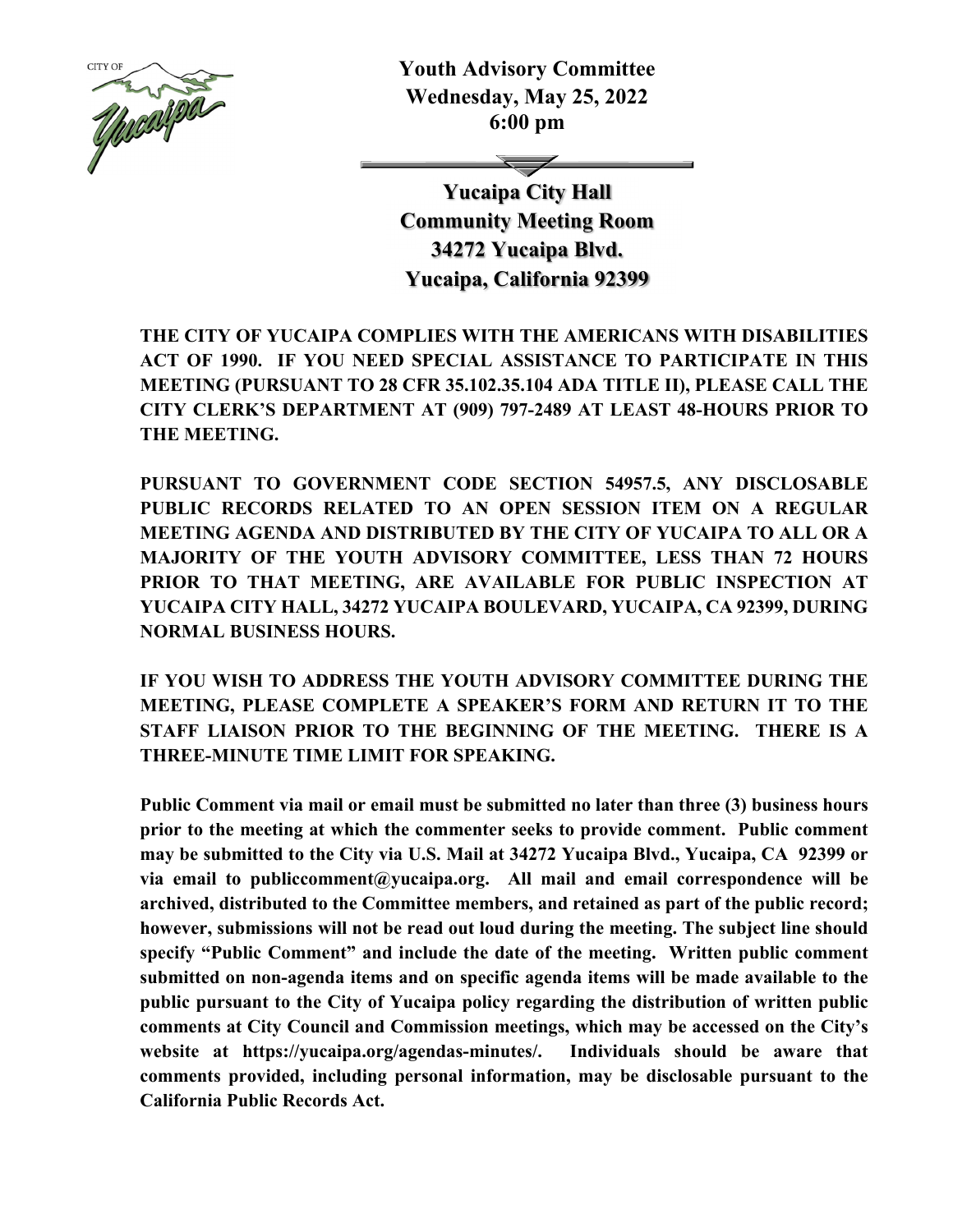**Youth Advisory Committee**
**Wednesday, May 25, 2022**
**6:00 pm**

**Yucaipa City Hall**
**Community Meeting Room**
**34272 Yucaipa Blvd.**
**Yucaipa, California 92399**

**THE CITY OF YUCAIPA COMPLIES WITH THE AMERICANS WITH DISABILITIES ACT OF 1990. IF YOU NEED SPECIAL ASSISTANCE TO PARTICIPATE IN THIS MEETING (PURSUANT TO 28 CFR 35.102.35.104 ADA TITLE II), PLEASE CALL THE CITY CLERK'S DEPARTMENT AT (909) 797-2489 AT LEAST 48-HOURS PRIOR TO THE MEETING.**

**PURSUANT TO GOVERNMENT CODE SECTION 54957.5, ANY DISCLOSABLE PUBLIC RECORDS RELATED TO AN OPEN SESSION ITEM ON A REGULAR MEETING AGENDA AND DISTRIBUTED BY THE CITY OF YUCAIPA TO ALL OR A MAJORITY OF THE YOUTH ADVISORY COMMITTEE, LESS THAN 72 HOURS PRIOR TO THAT MEETING, ARE AVAILABLE FOR PUBLIC INSPECTION AT YUCAIPA CITY HALL, 34272 YUCAIPA BOULEVARD, YUCAIPA, CA 92399, DURING NORMAL BUSINESS HOURS.**

**IF YOU WISH TO ADDRESS THE YOUTH ADVISORY COMMITTEE DURING THE MEETING, PLEASE COMPLETE A SPEAKER'S FORM AND RETURN IT TO THE STAFF LIAISON PRIOR TO THE BEGINNING OF THE MEETING. THERE IS A THREE-MINUTE TIME LIMIT FOR SPEAKING.**

**Public Comment via mail or email must be submitted no later than three (3) business hours prior to the meeting at which the commenter seeks to provide comment. Public comment may be submitted to the City via U.S. Mail at 34272 Yucaipa Blvd., Yucaipa, CA 92399 or via email to publiccomment@yucaipa.org. All mail and email correspondence will be archived, distributed to the Committee members, and retained as part of the public record; however, submissions will not be read out loud during the meeting. The subject line should specify "Public Comment" and include the date of the meeting. Written public comment submitted on non-agenda items and on specific agenda items will be made available to the public pursuant to the City of Yucaipa policy regarding the distribution of written public comments at City Council and Commission meetings, which may be accessed on the City's website at https://yucaipa.org/agendas-minutes/. Individuals should be aware that comments provided, including personal information, may be disclosable pursuant to the California Public Records Act.**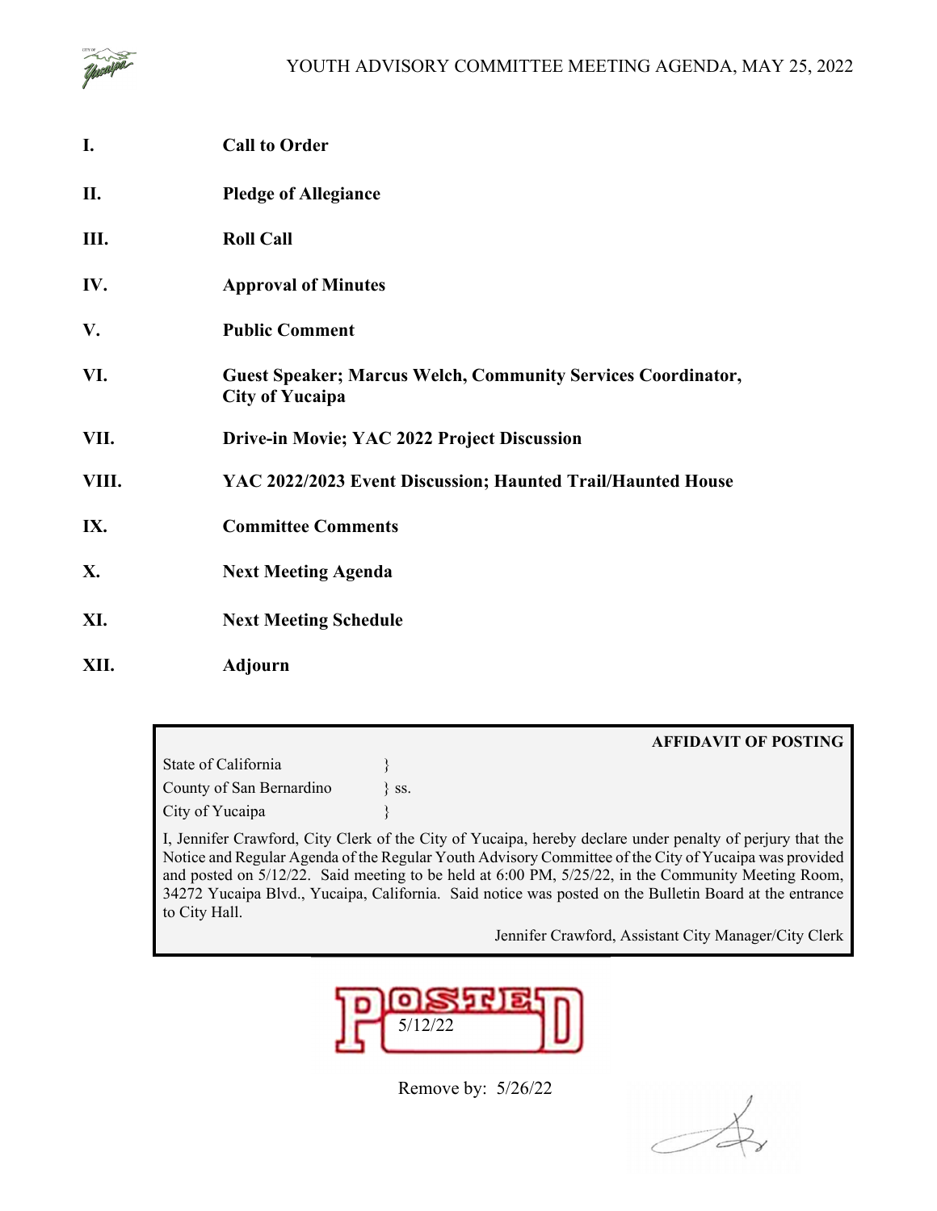YOUTH ADVISORY COMMITTEE MEETING AGENDA, MAY 25, 2022

**I.** **Call to Order**

**II.** **Pledge of Allegiance**

**III.** **Roll Call**

**IV.** **Approval of Minutes**

**V.** **Public Comment**

**VI.** **Guest Speaker; Marcus Welch, Community Services Coordinator, City of Yucaipa**

**VII.** **Drive-in Movie; YAC 2022 Project Discussion**

**VIII.** **YAC 2022/2023 Event Discussion; Haunted Trail/Haunted House**

**IX.** **Committee Comments**

**X.** **Next Meeting Agenda**

**XI.** **Next Meeting Schedule**

**XII.** **Adjourn**

**AFFIDAVIT OF POSTING**

State of California }
County of San Bernardino } ss.
City of Yucaipa }

I, Jennifer Crawford, City Clerk of the City of Yucaipa, hereby declare under penalty of perjury that the Notice and Regular Agenda of the Regular Youth Advisory Committee of the City of Yucaipa was provided and posted on 5/12/22. Said meeting to be held at 6:00 PM, 5/25/22, in the Community Meeting Room, 34272 Yucaipa Blvd., Yucaipa, California. Said notice was posted on the Bulletin Board at the entrance to City Hall.

Jennifer Crawford, Assistant City Manager/City Clerk

POSTED 5/12/22

Remove by: 5/26/22